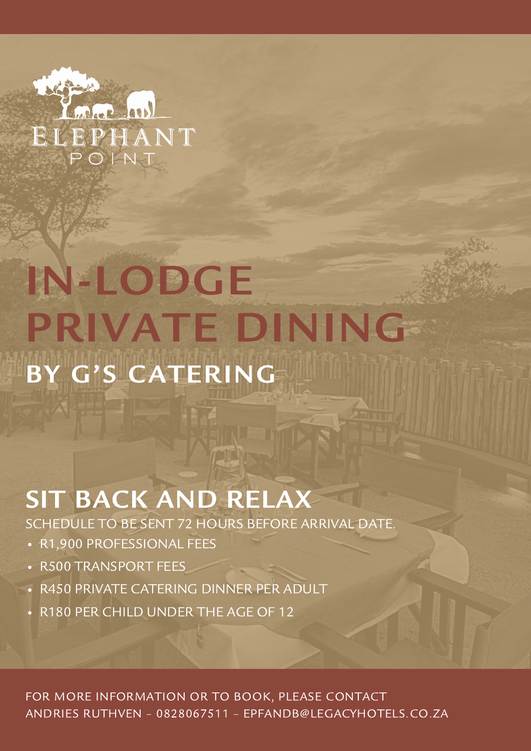ELEPHANT POINT

# IN-LODGE PRIVATE DINING

## BY G'S CATERING

## SIT BACK AND RELAX

SCHEDULE TO BE SENT 72 HOURS BEFORE ARRIVAL DATE.

- R1,900 PROFESSIONAL FEES
- R500 TRANSPORT FEES
- R450 PRIVATE CATERING DINNER PER ADULT
- R180 PER CHILD UNDER THE AGE OF 12

FOR MORE INFORMATION OR TO BOOK, PLEASE CONTACT
ANDRIES RUTHVEN – 0828067511 – EPFANDB@LEGACYHOTELS.CO.ZA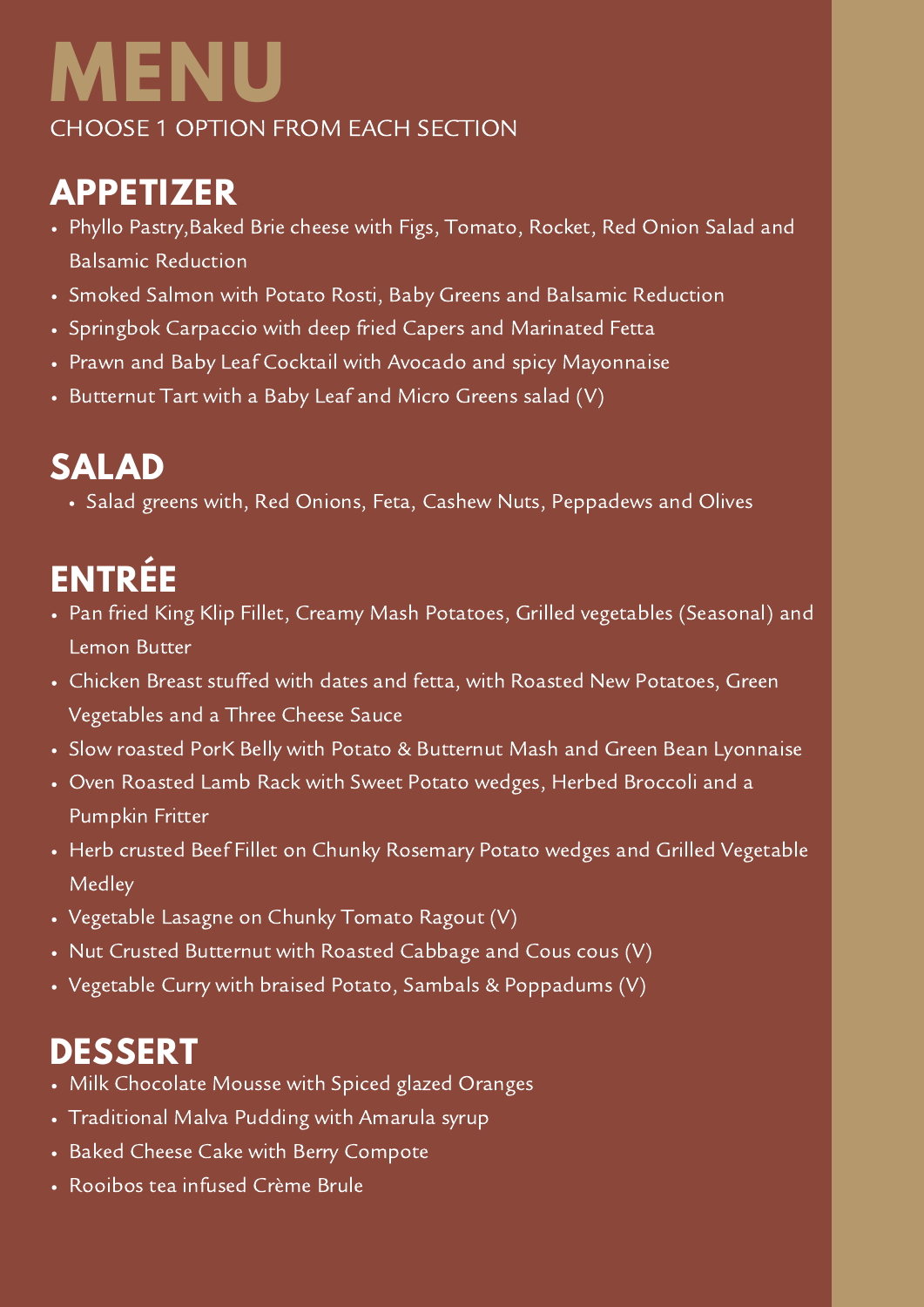# MENU

CHOOSE 1 OPTION FROM EACH SECTION

## APPETIZER

- Phyllo Pastry,Baked Brie cheese with Figs, Tomato, Rocket, Red Onion Salad and Balsamic Reduction
- Smoked Salmon with Potato Rosti, Baby Greens and Balsamic Reduction
- Springbok Carpaccio with deep fried Capers and Marinated Fetta
- Prawn and Baby Leaf Cocktail with Avocado and spicy Mayonnaise
- Butternut Tart with a Baby Leaf and Micro Greens salad (V)

## SALAD

- Salad greens with, Red Onions, Feta, Cashew Nuts, Peppadews and Olives

## ENTRÉE

- Pan fried King Klip Fillet, Creamy Mash Potatoes, Grilled vegetables (Seasonal) and Lemon Butter
- Chicken Breast stuffed with dates and fetta, with Roasted New Potatoes, Green Vegetables and a Three Cheese Sauce
- Slow roasted PorK Belly with Potato & Butternut Mash and Green Bean Lyonnaise
- Oven Roasted Lamb Rack with Sweet Potato wedges, Herbed Broccoli and a Pumpkin Fritter
- Herb crusted Beef Fillet on Chunky Rosemary Potato wedges and Grilled Vegetable Medley
- Vegetable Lasagne on Chunky Tomato Ragout (V)
- Nut Crusted Butternut with Roasted Cabbage and Cous cous (V)
- Vegetable Curry with braised Potato, Sambals & Poppadums (V)

## DESSERT

- Milk Chocolate Mousse with Spiced glazed Oranges
- Traditional Malva Pudding with Amarula syrup
- Baked Cheese Cake with Berry Compote
- Rooibos tea infused Crème Brule